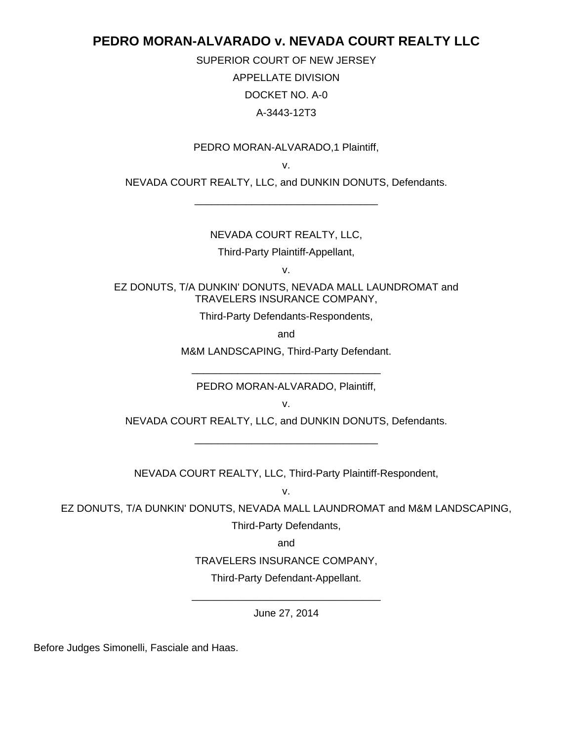# PEDRO MORAN-ALVARADO v. NEVADA COURT REALTY LLC

SUPERIOR COURT OF NEW JERSEY

APPELLATE DIVISION

DOCKET NO. A-0

A-3443-12T3

PEDRO MORAN-ALVARADO,[1] Plaintiff,

v.

NEVADA COURT REALTY, LLC, and DUNKIN DONUTS, Defendants.

\_\_\_\_\_\_\_\_\_\_\_\_\_\_\_\_\_\_\_\_\_\_\_\_\_\_\_\_\_\_\_\_

NEVADA COURT REALTY, LLC,

Third-Party Plaintiff-Appellant,

v.

EZ DONUTS, T/A DUNKIN' DONUTS, NEVADA MALL LAUNDROMAT and TRAVELERS INSURANCE COMPANY,

Third-Party Defendants-Respondents,

and

M&M LANDSCAPING, Third-Party Defendant.

\_\_\_\_\_\_\_\_\_\_\_\_\_\_\_\_\_\_\_\_\_\_\_\_\_\_\_\_\_\_\_\_

PEDRO MORAN-ALVARADO, Plaintiff,

v.

NEVADA COURT REALTY, LLC, and DUNKIN DONUTS, Defendants.

\_\_\_\_\_\_\_\_\_\_\_\_\_\_\_\_\_\_\_\_\_\_\_\_\_\_\_\_\_\_\_\_

NEVADA COURT REALTY, LLC, Third-Party Plaintiff-Respondent,

v.

EZ DONUTS, T/A DUNKIN' DONUTS, NEVADA MALL LAUNDROMAT and M&M LANDSCAPING,

Third-Party Defendants,

and

TRAVELERS INSURANCE COMPANY,

Third-Party Defendant-Appellant.

\_\_\_\_\_\_\_\_\_\_\_\_\_\_\_\_\_\_\_\_\_\_\_\_\_\_\_\_\_\_\_\_

June 27, 2014

Before Judges Simonelli, Fasciale and Haas.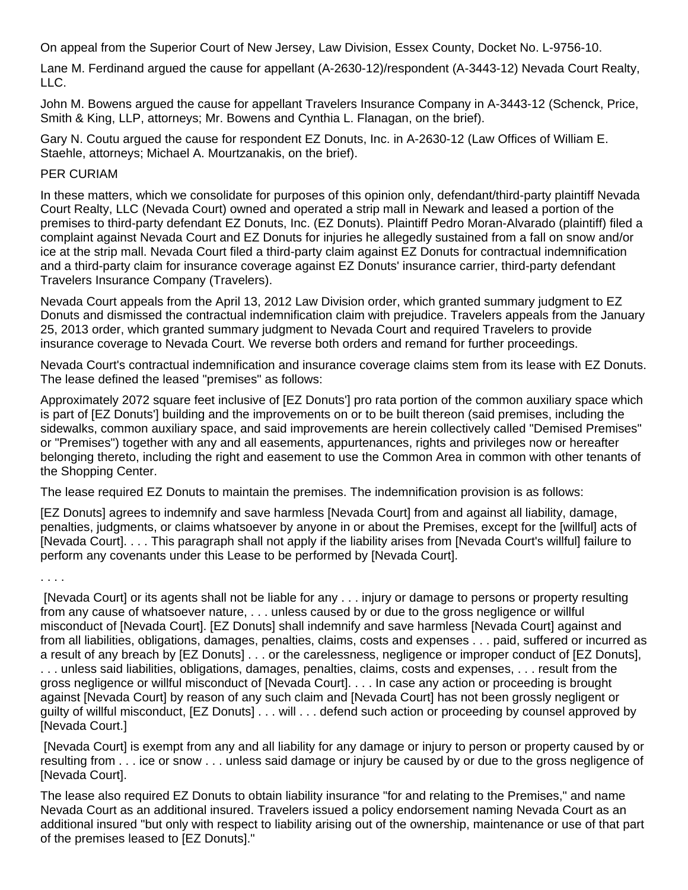On appeal from the Superior Court of New Jersey, Law Division, Essex County, Docket No. L-9756-10.

Lane M. Ferdinand argued the cause for appellant (A-2630-12)/respondent (A-3443-12) Nevada Court Realty, LLC.

John M. Bowens argued the cause for appellant Travelers Insurance Company in A-3443-12 (Schenck, Price, Smith & King, LLP, attorneys; Mr. Bowens and Cynthia L. Flanagan, on the brief).

Gary N. Coutu argued the cause for respondent EZ Donuts, Inc. in A-2630-12 (Law Offices of William E. Staehle, attorneys; Michael A. Mourtzanakis, on the brief).

PER CURIAM

In these matters, which we consolidate for purposes of this opinion only, defendant/third-party plaintiff Nevada Court Realty, LLC (Nevada Court) owned and operated a strip mall in Newark and leased a portion of the premises to third-party defendant EZ Donuts, Inc. (EZ Donuts). Plaintiff Pedro Moran-Alvarado (plaintiff) filed a complaint against Nevada Court and EZ Donuts for injuries he allegedly sustained from a fall on snow and/or ice at the strip mall. Nevada Court filed a third-party claim against EZ Donuts for contractual indemnification and a third-party claim for insurance coverage against EZ Donuts' insurance carrier, third-party defendant Travelers Insurance Company (Travelers).

Nevada Court appeals from the April 13, 2012 Law Division order, which granted summary judgment to EZ Donuts and dismissed the contractual indemnification claim with prejudice. Travelers appeals from the January 25, 2013 order, which granted summary judgment to Nevada Court and required Travelers to provide insurance coverage to Nevada Court. We reverse both orders and remand for further proceedings.

Nevada Court's contractual indemnification and insurance coverage claims stem from its lease with EZ Donuts. The lease defined the leased "premises" as follows:

Approximately 2072 square feet inclusive of [EZ Donuts'] pro rata portion of the common auxiliary space which is part of [EZ Donuts'] building and the improvements on or to be built thereon (said premises, including the sidewalks, common auxiliary space, and said improvements are herein collectively called "Demised Premises" or "Premises") together with any and all easements, appurtenances, rights and privileges now or hereafter belonging thereto, including the right and easement to use the Common Area in common with other tenants of the Shopping Center.

The lease required EZ Donuts to maintain the premises. The indemnification provision is as follows:

[EZ Donuts] agrees to indemnify and save harmless [Nevada Court] from and against all liability, damage, penalties, judgments, or claims whatsoever by anyone in or about the Premises, except for the [willful] acts of [Nevada Court]. . . . This paragraph shall not apply if the liability arises from [Nevada Court's willful] failure to perform any covenants under this Lease to be performed by [Nevada Court].

. . . .

[Nevada Court] or its agents shall not be liable for any . . . injury or damage to persons or property resulting from any cause of whatsoever nature, . . . unless caused by or due to the gross negligence or willful misconduct of [Nevada Court]. [EZ Donuts] shall indemnify and save harmless [Nevada Court] against and from all liabilities, obligations, damages, penalties, claims, costs and expenses . . . paid, suffered or incurred as a result of any breach by [EZ Donuts] . . . or the carelessness, negligence or improper conduct of [EZ Donuts], . . . unless said liabilities, obligations, damages, penalties, claims, costs and expenses, . . . result from the gross negligence or willful misconduct of [Nevada Court]. . . . In case any action or proceeding is brought against [Nevada Court] by reason of any such claim and [Nevada Court] has not been grossly negligent or guilty of willful misconduct, [EZ Donuts] . . . will . . . defend such action or proceeding by counsel approved by [Nevada Court.]

[Nevada Court] is exempt from any and all liability for any damage or injury to person or property caused by or resulting from . . . ice or snow . . . unless said damage or injury be caused by or due to the gross negligence of [Nevada Court].

The lease also required EZ Donuts to obtain liability insurance "for and relating to the Premises," and name Nevada Court as an additional insured. Travelers issued a policy endorsement naming Nevada Court as an additional insured "but only with respect to liability arising out of the ownership, maintenance or use of that part of the premises leased to [EZ Donuts]."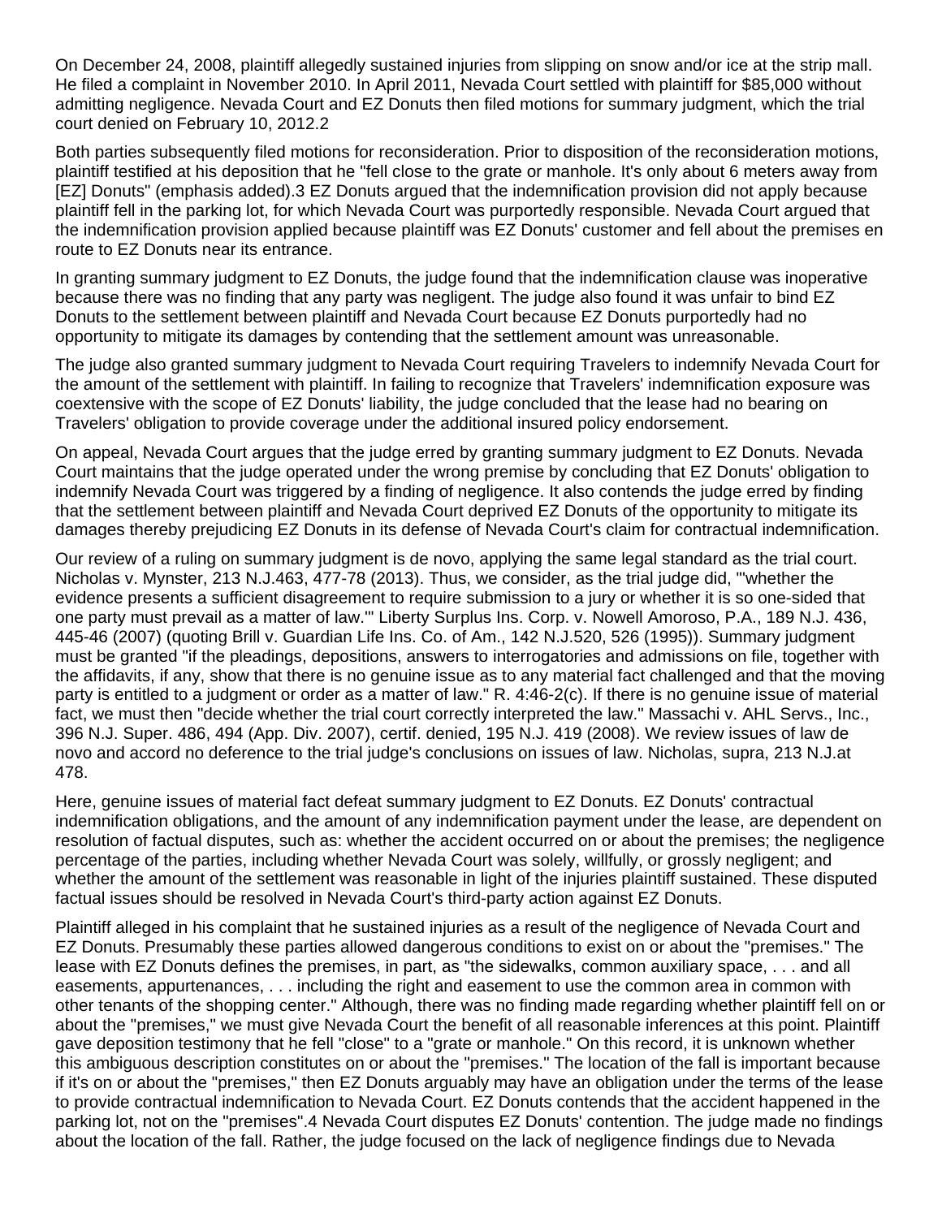On December 24, 2008, plaintiff allegedly sustained injuries from slipping on snow and/or ice at the strip mall. He filed a complaint in November 2010. In April 2011, Nevada Court settled with plaintiff for $85,000 without admitting negligence. Nevada Court and EZ Donuts then filed motions for summary judgment, which the trial court denied on February 10, 2012.2

Both parties subsequently filed motions for reconsideration. Prior to disposition of the reconsideration motions, plaintiff testified at his deposition that he "fell close to the grate or manhole. It's only about 6 meters away from [EZ] Donuts" (emphasis added).3 EZ Donuts argued that the indemnification provision did not apply because plaintiff fell in the parking lot, for which Nevada Court was purportedly responsible. Nevada Court argued that the indemnification provision applied because plaintiff was EZ Donuts' customer and fell about the premises en route to EZ Donuts near its entrance.

In granting summary judgment to EZ Donuts, the judge found that the indemnification clause was inoperative because there was no finding that any party was negligent. The judge also found it was unfair to bind EZ Donuts to the settlement between plaintiff and Nevada Court because EZ Donuts purportedly had no opportunity to mitigate its damages by contending that the settlement amount was unreasonable.

The judge also granted summary judgment to Nevada Court requiring Travelers to indemnify Nevada Court for the amount of the settlement with plaintiff. In failing to recognize that Travelers' indemnification exposure was coextensive with the scope of EZ Donuts' liability, the judge concluded that the lease had no bearing on Travelers' obligation to provide coverage under the additional insured policy endorsement.

On appeal, Nevada Court argues that the judge erred by granting summary judgment to EZ Donuts. Nevada Court maintains that the judge operated under the wrong premise by concluding that EZ Donuts' obligation to indemnify Nevada Court was triggered by a finding of negligence. It also contends the judge erred by finding that the settlement between plaintiff and Nevada Court deprived EZ Donuts of the opportunity to mitigate its damages thereby prejudicing EZ Donuts in its defense of Nevada Court's claim for contractual indemnification.

Our review of a ruling on summary judgment is de novo, applying the same legal standard as the trial court. Nicholas v. Mynster, 213 N.J.463, 477-78 (2013). Thus, we consider, as the trial judge did, "'whether the evidence presents a sufficient disagreement to require submission to a jury or whether it is so one-sided that one party must prevail as a matter of law.'" Liberty Surplus Ins. Corp. v. Nowell Amoroso, P.A., 189 N.J. 436, 445-46 (2007) (quoting Brill v. Guardian Life Ins. Co. of Am., 142 N.J.520, 526 (1995)). Summary judgment must be granted "if the pleadings, depositions, answers to interrogatories and admissions on file, together with the affidavits, if any, show that there is no genuine issue as to any material fact challenged and that the moving party is entitled to a judgment or order as a matter of law." R. 4:46-2(c). If there is no genuine issue of material fact, we must then "decide whether the trial court correctly interpreted the law." Massachi v. AHL Servs., Inc., 396 N.J. Super. 486, 494 (App. Div. 2007), certif. denied, 195 N.J. 419 (2008). We review issues of law de novo and accord no deference to the trial judge's conclusions on issues of law. Nicholas, supra, 213 N.J.at 478.

Here, genuine issues of material fact defeat summary judgment to EZ Donuts. EZ Donuts' contractual indemnification obligations, and the amount of any indemnification payment under the lease, are dependent on resolution of factual disputes, such as: whether the accident occurred on or about the premises; the negligence percentage of the parties, including whether Nevada Court was solely, willfully, or grossly negligent; and whether the amount of the settlement was reasonable in light of the injuries plaintiff sustained. These disputed factual issues should be resolved in Nevada Court's third-party action against EZ Donuts.

Plaintiff alleged in his complaint that he sustained injuries as a result of the negligence of Nevada Court and EZ Donuts. Presumably these parties allowed dangerous conditions to exist on or about the "premises." The lease with EZ Donuts defines the premises, in part, as "the sidewalks, common auxiliary space, . . . and all easements, appurtenances, . . . including the right and easement to use the common area in common with other tenants of the shopping center." Although, there was no finding made regarding whether plaintiff fell on or about the "premises," we must give Nevada Court the benefit of all reasonable inferences at this point. Plaintiff gave deposition testimony that he fell "close" to a "grate or manhole." On this record, it is unknown whether this ambiguous description constitutes on or about the "premises." The location of the fall is important because if it's on or about the "premises," then EZ Donuts arguably may have an obligation under the terms of the lease to provide contractual indemnification to Nevada Court. EZ Donuts contends that the accident happened in the parking lot, not on the "premises".4 Nevada Court disputes EZ Donuts' contention. The judge made no findings about the location of the fall. Rather, the judge focused on the lack of negligence findings due to Nevada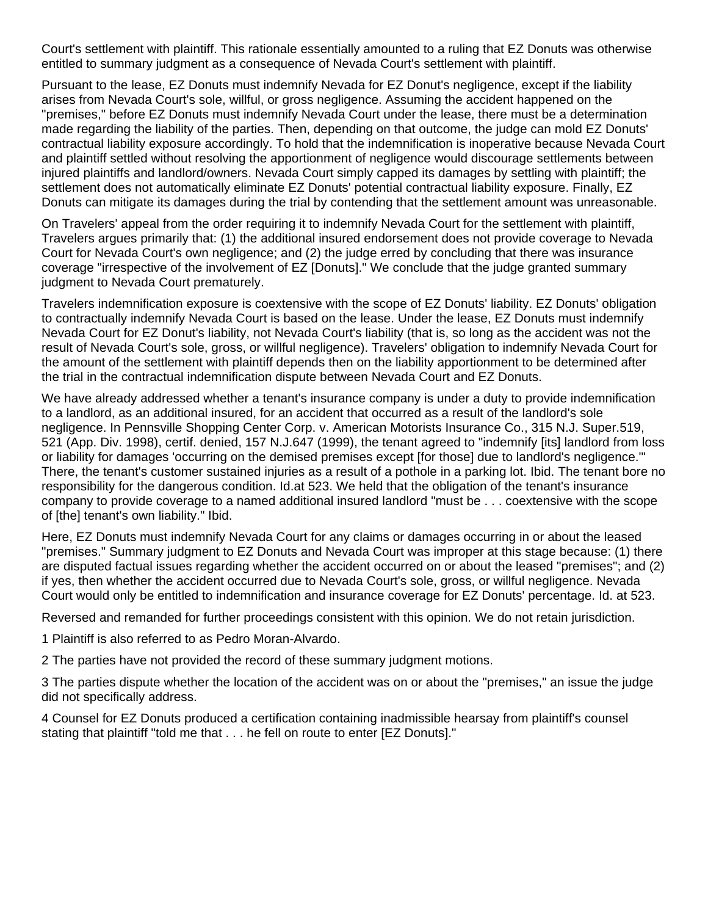Court's settlement with plaintiff. This rationale essentially amounted to a ruling that EZ Donuts was otherwise entitled to summary judgment as a consequence of Nevada Court's settlement with plaintiff.

Pursuant to the lease, EZ Donuts must indemnify Nevada for EZ Donut's negligence, except if the liability arises from Nevada Court's sole, willful, or gross negligence. Assuming the accident happened on the "premises," before EZ Donuts must indemnify Nevada Court under the lease, there must be a determination made regarding the liability of the parties. Then, depending on that outcome, the judge can mold EZ Donuts' contractual liability exposure accordingly. To hold that the indemnification is inoperative because Nevada Court and plaintiff settled without resolving the apportionment of negligence would discourage settlements between injured plaintiffs and landlord/owners. Nevada Court simply capped its damages by settling with plaintiff; the settlement does not automatically eliminate EZ Donuts' potential contractual liability exposure. Finally, EZ Donuts can mitigate its damages during the trial by contending that the settlement amount was unreasonable.

On Travelers' appeal from the order requiring it to indemnify Nevada Court for the settlement with plaintiff, Travelers argues primarily that: (1) the additional insured endorsement does not provide coverage to Nevada Court for Nevada Court's own negligence; and (2) the judge erred by concluding that there was insurance coverage "irrespective of the involvement of EZ [Donuts]." We conclude that the judge granted summary judgment to Nevada Court prematurely.

Travelers indemnification exposure is coextensive with the scope of EZ Donuts' liability. EZ Donuts' obligation to contractually indemnify Nevada Court is based on the lease. Under the lease, EZ Donuts must indemnify Nevada Court for EZ Donut's liability, not Nevada Court's liability (that is, so long as the accident was not the result of Nevada Court's sole, gross, or willful negligence). Travelers' obligation to indemnify Nevada Court for the amount of the settlement with plaintiff depends then on the liability apportionment to be determined after the trial in the contractual indemnification dispute between Nevada Court and EZ Donuts.

We have already addressed whether a tenant's insurance company is under a duty to provide indemnification to a landlord, as an additional insured, for an accident that occurred as a result of the landlord's sole negligence. In Pennsville Shopping Center Corp. v. American Motorists Insurance Co., 315 N.J. Super.519, 521 (App. Div. 1998), certif. denied, 157 N.J.647 (1999), the tenant agreed to "indemnify [its] landlord from loss or liability for damages 'occurring on the demised premises except [for those] due to landlord's negligence.'" There, the tenant's customer sustained injuries as a result of a pothole in a parking lot. Ibid. The tenant bore no responsibility for the dangerous condition. Id.at 523. We held that the obligation of the tenant's insurance company to provide coverage to a named additional insured landlord "must be . . . coextensive with the scope of [the] tenant's own liability." Ibid.

Here, EZ Donuts must indemnify Nevada Court for any claims or damages occurring in or about the leased "premises." Summary judgment to EZ Donuts and Nevada Court was improper at this stage because: (1) there are disputed factual issues regarding whether the accident occurred on or about the leased "premises"; and (2) if yes, then whether the accident occurred due to Nevada Court's sole, gross, or willful negligence. Nevada Court would only be entitled to indemnification and insurance coverage for EZ Donuts' percentage. Id. at 523.

Reversed and remanded for further proceedings consistent with this opinion. We do not retain jurisdiction.

1 Plaintiff is also referred to as Pedro Moran-Alvardo.

2 The parties have not provided the record of these summary judgment motions.

3 The parties dispute whether the location of the accident was on or about the "premises," an issue the judge did not specifically address.

4 Counsel for EZ Donuts produced a certification containing inadmissible hearsay from plaintiff's counsel stating that plaintiff "told me that . . . he fell on route to enter [EZ Donuts]."